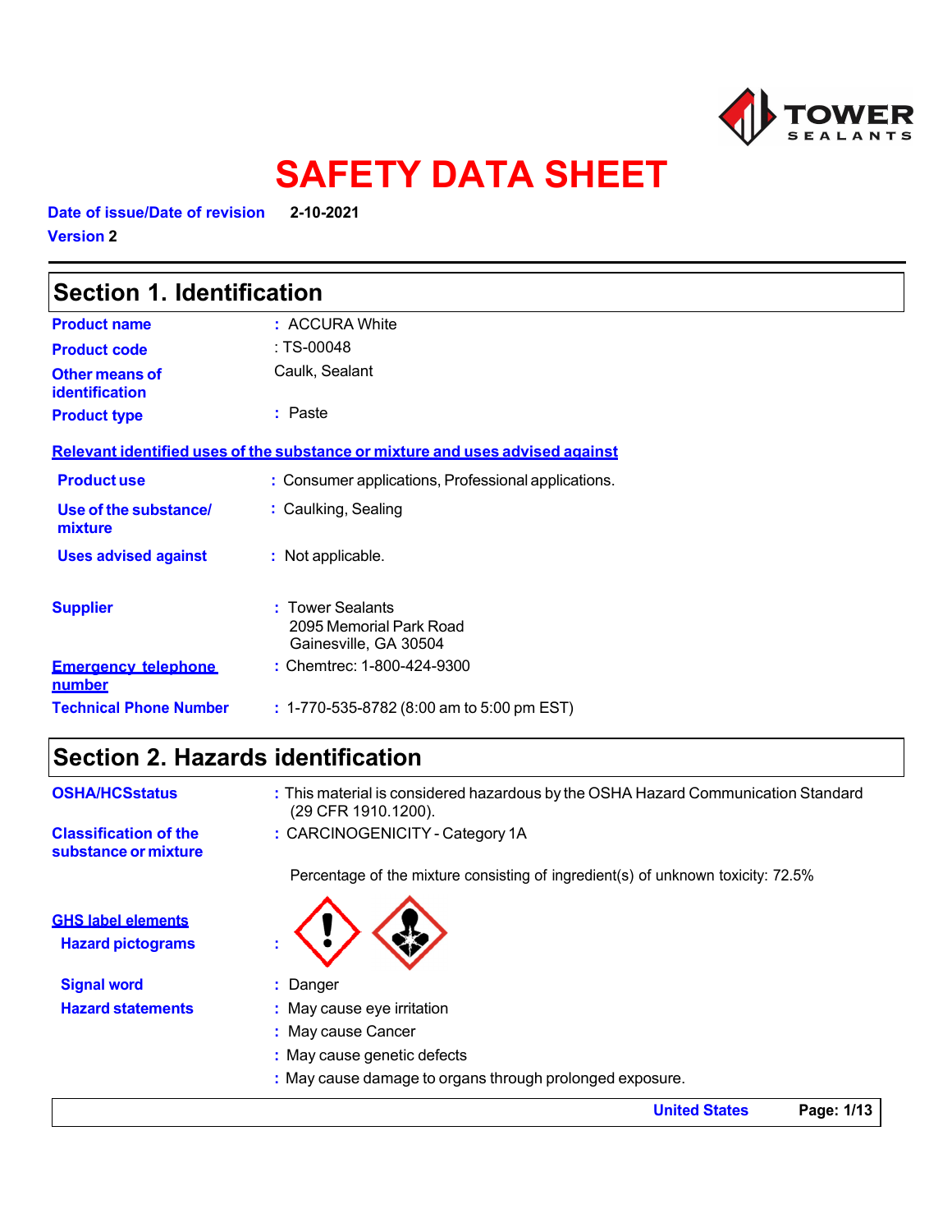TOWER SEALANTS

# SAFETY DATA SHEET

**Date of issue/Date of revision** 2-10-2021

**Version** 2

## Section 1. Identification

| | |
|---|---|
| **Product name** | : ACCURA White |
| **Product code** | : TS-00048 |
| **Other means of identification** | Caulk, Sealant |
| **Product type** | : Paste |

**Relevant identified uses of the substance or mixture and uses advised against**

| | |
|---|---|
| **Product use** | : Consumer applications, Professional applications. |
| **Use of the substance/ mixture** | : Caulking, Sealing |
| **Uses advised against** | : Not applicable. |

| | |
|---|---|
| **Supplier** | : Tower Sealants<br>2095 Memorial Park Road<br>Gainesville, GA 30504 |
| **Emergency telephone number** | : Chemtrec: 1-800-424-9300 |
| **Technical Phone Number** | : 1-770-535-8782 (8:00 am to 5:00 pm EST) |

## Section 2. Hazards identification

| | |
|---|---|
| **OSHA/HCSstatus** | : This material is considered hazardous by the OSHA Hazard Communication Standard (29 CFR 1910.1200). |
| **Classification of the substance or mixture** | : CARCINOGENICITY - Category 1A |

Percentage of the mixture consisting of ingredient(s) of unknown toxicity: 72.5%

**GHS label elements**

**Hazard pictograms** :

**Signal word** : Danger

**Hazard statements**
: May cause eye irritation
: May cause Cancer
: May cause genetic defects
: May cause damage to organs through prolonged exposure.

United States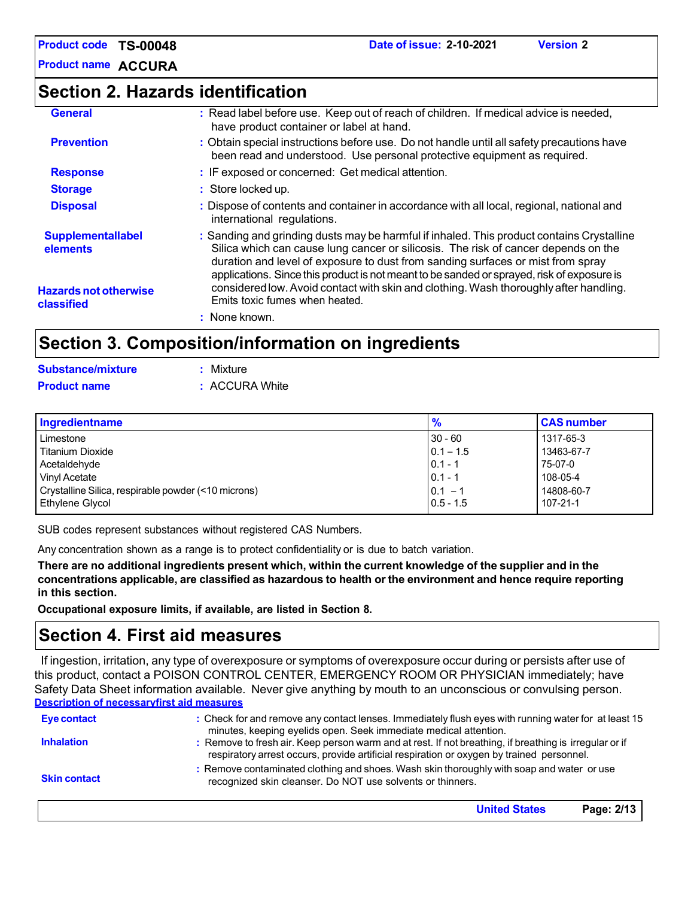## Section 2. Hazards identification

**General** : Read label before use. Keep out of reach of children. If medical advice is needed, have product container or label at hand.

**Prevention** : Obtain special instructions before use. Do not handle until all safety precautions have been read and understood. Use personal protective equipment as required.

**Response** : IF exposed or concerned: Get medical attention.

**Storage** : Store locked up.

**Disposal** : Dispose of contents and container in accordance with all local, regional, national and international regulations.

**Supplementallabel elements** : Sanding and grinding dusts may be harmful if inhaled. This product contains Crystalline Silica which can cause lung cancer or silicosis. The risk of cancer depends on the duration and level of exposure to dust from sanding surfaces or mist from spray applications. Since this product is not meant to be sanded or sprayed, risk of exposure is considered low. Avoid contact with skin and clothing. Wash thoroughly after handling. Emits toxic fumes when heated.

**Hazards not otherwise classified** : None known.

## Section 3. Composition/information on ingredients

**Substance/mixture** : Mixture

**Product name** : ACCURA White

| Ingredientname | % | CAS number |
|---|---|---|
| Limestone | 30 - 60 | 1317-65-3 |
| Titanium Dioxide | 0.1 – 1.5 | 13463-67-7 |
| Acetaldehyde | 0.1 - 1 | 75-07-0 |
| Vinyl Acetate | 0.1 - 1 | 108-05-4 |
| Crystalline Silica, respirable powder (<10 microns) | 0.1 – 1 | 14808-60-7 |
| Ethylene Glycol | 0.5 - 1.5 | 107-21-1 |

SUB codes represent substances without registered CAS Numbers.

Any concentration shown as a range is to protect confidentiality or is due to batch variation.

**There are no additional ingredients present which, within the current knowledge of the supplier and in the concentrations applicable, are classified as hazardous to health or the environment and hence require reporting in this section.**

**Occupational exposure limits, if available, are listed in Section 8.**

## Section 4. First aid measures

If ingestion, irritation, any type of overexposure or symptoms of overexposure occur during or persists after use of this product, contact a POISON CONTROL CENTER, EMERGENCY ROOM OR PHYSICIAN immediately; have Safety Data Sheet information available. Never give anything by mouth to an unconscious or convulsing person.

**Description of necessaryfirst aid measures**

**Eye contact** : Check for and remove any contact lenses. Immediately flush eyes with running water for at least 15 minutes, keeping eyelids open. Seek immediate medical attention.

**Inhalation** : Remove to fresh air. Keep person warm and at rest. If not breathing, if breathing is irregular or if respiratory arrest occurs, provide artificial respiration or oxygen by trained personnel.

**Skin contact** : Remove contaminated clothing and shoes. Wash skin thoroughly with soap and water or use recognized skin cleanser. Do NOT use solvents or thinners.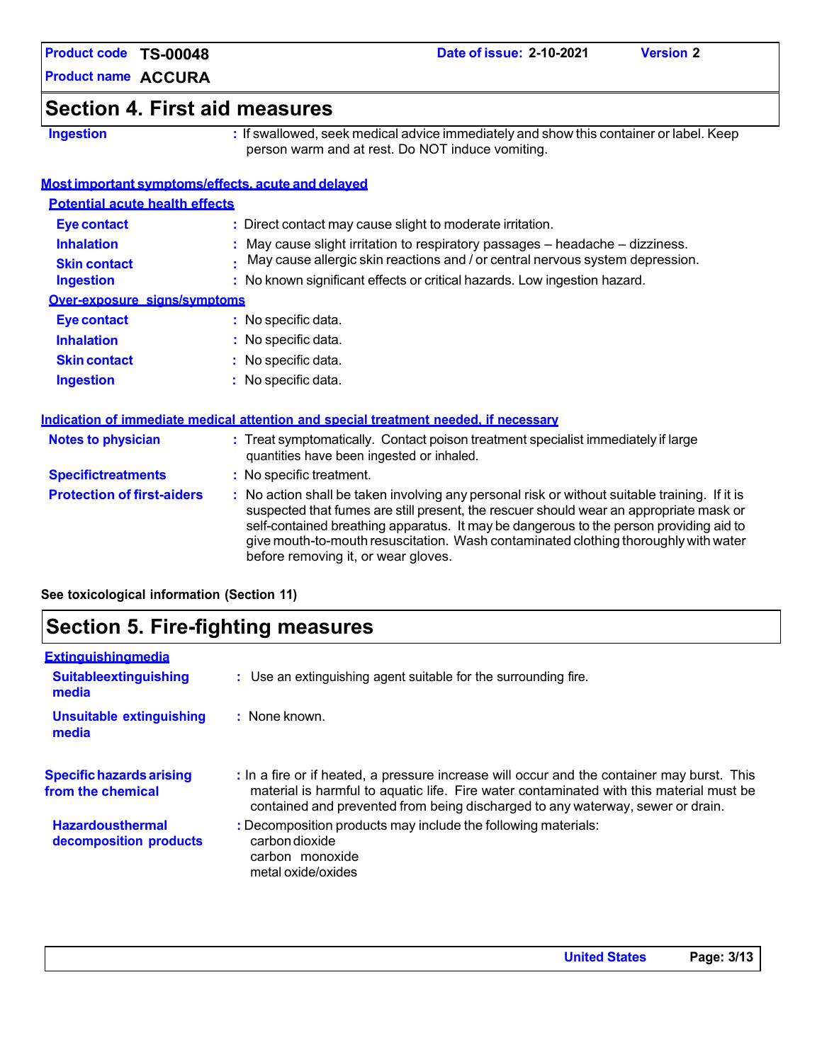## Section 4. First aid measures

**Ingestion** : If swallowed, seek medical advice immediately and show this container or label. Keep person warm and at rest. Do NOT induce vomiting.

### Most important symptoms/effects, acute and delayed

#### Potential acute health effects

**Eye contact** : Direct contact may cause slight to moderate irritation.

**Inhalation** : May cause slight irritation to respiratory passages – headache – dizziness.

**Skin contact** : May cause allergic skin reactions and / or central nervous system depression.

**Ingestion** : No known significant effects or critical hazards. Low ingestion hazard.

#### Over-exposure signs/symptoms

**Eye contact** : No specific data.

**Inhalation** : No specific data.

**Skin contact** : No specific data.

**Ingestion** : No specific data.

### Indication of immediate medical attention and special treatment needed, if necessary

**Notes to physician** : Treat symptomatically. Contact poison treatment specialist immediately if large quantities have been ingested or inhaled.

**Specifictreatments** : No specific treatment.

**Protection of first-aiders** : No action shall be taken involving any personal risk or without suitable training. If it is suspected that fumes are still present, the rescuer should wear an appropriate mask or self-contained breathing apparatus. It may be dangerous to the person providing aid to give mouth-to-mouth resuscitation. Wash contaminated clothing thoroughly with water before removing it, or wear gloves.

**See toxicological information (Section 11)**

## Section 5. Fire-fighting measures

### Extinguishingmedia

**Suitableextinguishing media** : Use an extinguishing agent suitable for the surrounding fire.

**Unsuitable extinguishing media** : None known.

**Specific hazards arising from the chemical** : In a fire or if heated, a pressure increase will occur and the container may burst. This material is harmful to aquatic life. Fire water contaminated with this material must be contained and prevented from being discharged to any waterway, sewer or drain.

**Hazardousthermal decomposition products** : Decomposition products may include the following materials:
carbon dioxide
carbon monoxide
metal oxide/oxides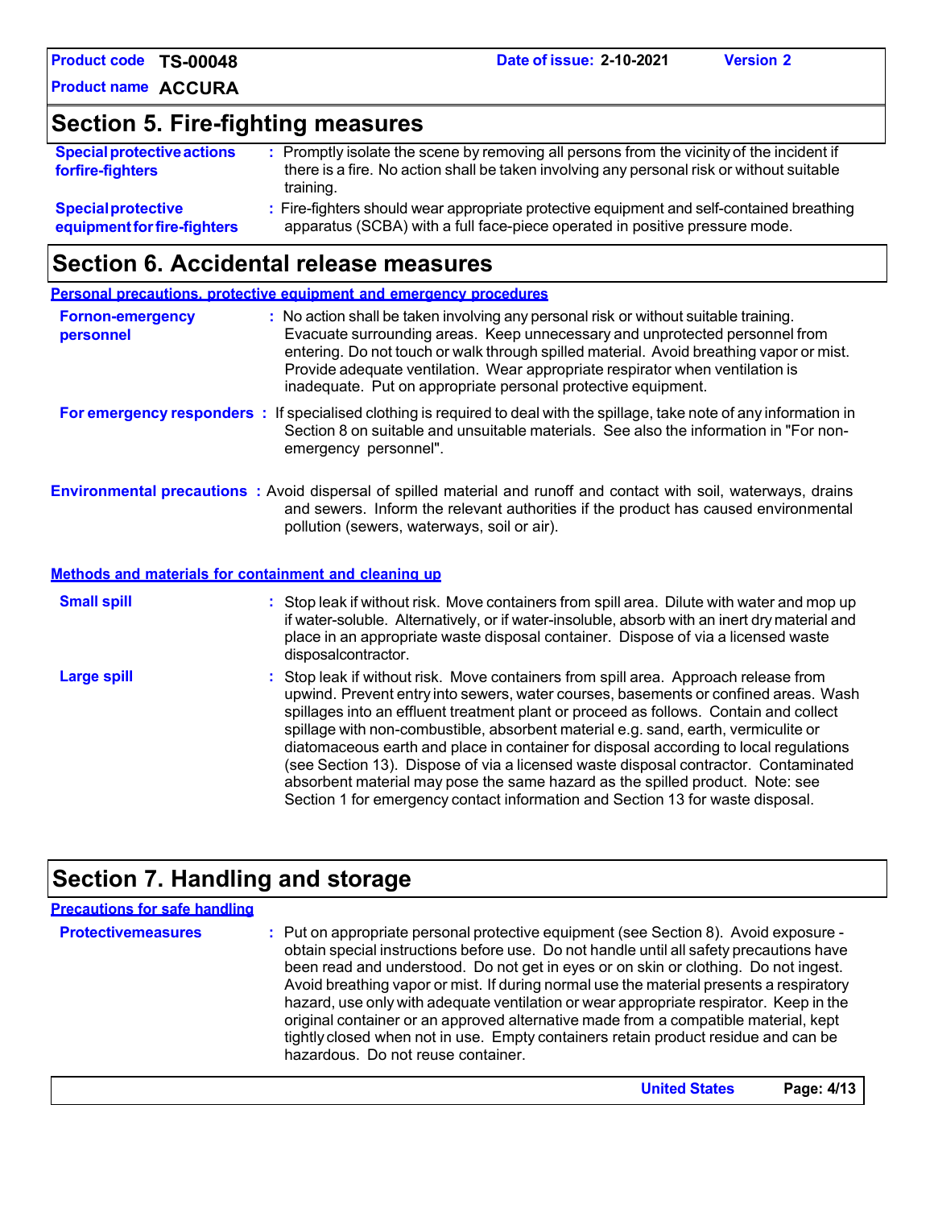## Section 5. Fire-fighting measures

**Special protective actions for fire-fighters** : Promptly isolate the scene by removing all persons from the vicinity of the incident if there is a fire. No action shall be taken involving any personal risk or without suitable training.

**Special protective equipment for fire-fighters** : Fire-fighters should wear appropriate protective equipment and self-contained breathing apparatus (SCBA) with a full face-piece operated in positive pressure mode.

## Section 6. Accidental release measures

### Personal precautions, protective equipment and emergency procedures

**For non-emergency personnel** : No action shall be taken involving any personal risk or without suitable training. Evacuate surrounding areas. Keep unnecessary and unprotected personnel from entering. Do not touch or walk through spilled material. Avoid breathing vapor or mist. Provide adequate ventilation. Wear appropriate respirator when ventilation is inadequate. Put on appropriate personal protective equipment.

**For emergency responders** : If specialised clothing is required to deal with the spillage, take note of any information in Section 8 on suitable and unsuitable materials. See also the information in "For non-emergency personnel".

**Environmental precautions** : Avoid dispersal of spilled material and runoff and contact with soil, waterways, drains and sewers. Inform the relevant authorities if the product has caused environmental pollution (sewers, waterways, soil or air).

### Methods and materials for containment and cleaning up

**Small spill** : Stop leak if without risk. Move containers from spill area. Dilute with water and mop up if water-soluble. Alternatively, or if water-insoluble, absorb with an inert dry material and place in an appropriate waste disposal container. Dispose of via a licensed waste disposalcontractor.

**Large spill** : Stop leak if without risk. Move containers from spill area. Approach release from upwind. Prevent entry into sewers, water courses, basements or confined areas. Wash spillages into an effluent treatment plant or proceed as follows. Contain and collect spillage with non-combustible, absorbent material e.g. sand, earth, vermiculite or diatomaceous earth and place in container for disposal according to local regulations (see Section 13). Dispose of via a licensed waste disposal contractor. Contaminated absorbent material may pose the same hazard as the spilled product. Note: see Section 1 for emergency contact information and Section 13 for waste disposal.

## Section 7. Handling and storage

### Precautions for safe handling

**Protective measures** : Put on appropriate personal protective equipment (see Section 8). Avoid exposure - obtain special instructions before use. Do not handle until all safety precautions have been read and understood. Do not get in eyes or on skin or clothing. Do not ingest. Avoid breathing vapor or mist. If during normal use the material presents a respiratory hazard, use only with adequate ventilation or wear appropriate respirator. Keep in the original container or an approved alternative made from a compatible material, kept tightly closed when not in use. Empty containers retain product residue and can be hazardous. Do not reuse container.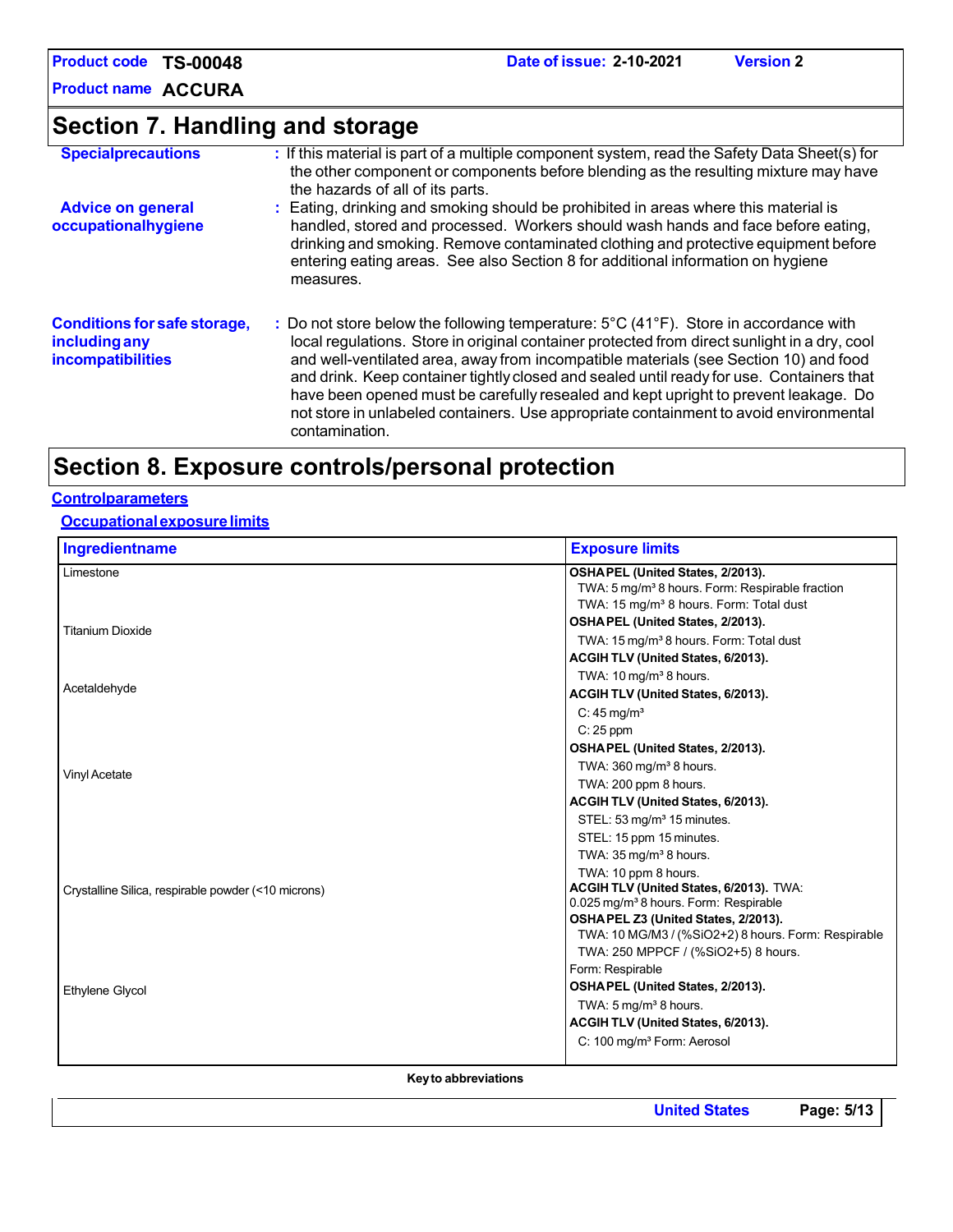## Section 7. Handling and storage

**Specialprecautions** : If this material is part of a multiple component system, read the Safety Data Sheet(s) for the other component or components before blending as the resulting mixture may have the hazards of all of its parts.

**Advice on general occupationalhygiene** : Eating, drinking and smoking should be prohibited in areas where this material is handled, stored and processed. Workers should wash hands and face before eating, drinking and smoking. Remove contaminated clothing and protective equipment before entering eating areas. See also Section 8 for additional information on hygiene measures.

**Conditions for safe storage, including any incompatibilities** : Do not store below the following temperature: 5°C (41°F). Store in accordance with local regulations. Store in original container protected from direct sunlight in a dry, cool and well-ventilated area, away from incompatible materials (see Section 10) and food and drink. Keep container tightly closed and sealed until ready for use. Containers that have been opened must be carefully resealed and kept upright to prevent leakage. Do not store in unlabeled containers. Use appropriate containment to avoid environmental contamination.

## Section 8. Exposure controls/personal protection

**Controlparameters**

**Occupationalexposure limits**

| Ingredientname | Exposure limits |
|---|---|
| Limestone | **OSHAPEL (United States, 2/2013).**<br>TWA: 5 mg/m³ 8 hours. Form: Respirable fraction<br>TWA: 15 mg/m³ 8 hours. Form: Total dust |
| Titanium Dioxide | **OSHAPEL (United States, 2/2013).**<br>TWA: 15 mg/m³ 8 hours. Form: Total dust<br>**ACGIH TLV (United States, 6/2013).**<br>TWA: 10 mg/m³ 8 hours. |
| Acetaldehyde | **ACGIH TLV (United States, 6/2013).**<br>C: 45 mg/m³<br>C: 25 ppm<br>**OSHAPEL (United States, 2/2013).**<br>TWA: 360 mg/m³ 8 hours.<br>TWA: 200 ppm 8 hours. |
| Vinyl Acetate | **ACGIH TLV (United States, 6/2013).**<br>STEL: 53 mg/m³ 15 minutes.<br>STEL: 15 ppm 15 minutes.<br>TWA: 35 mg/m³ 8 hours.<br>TWA: 10 ppm 8 hours. |
| Crystalline Silica, respirable powder (<10 microns) | **ACGIH TLV (United States, 6/2013).** TWA: 0.025 mg/m³ 8 hours. Form: Respirable<br>**OSHAPEL Z3 (United States, 2/2013).**<br>TWA: 10 MG/M3 / (%SiO2+2) 8 hours. Form: Respirable<br>TWA: 250 MPPCF / (%SiO2+5) 8 hours. Form: Respirable |
| Ethylene Glycol | **OSHAPEL (United States, 2/2013).**<br>TWA: 5 mg/m³ 8 hours.<br>**ACGIH TLV (United States, 6/2013).**<br>C: 100 mg/m³ Form: Aerosol |

**Keyto abbreviations**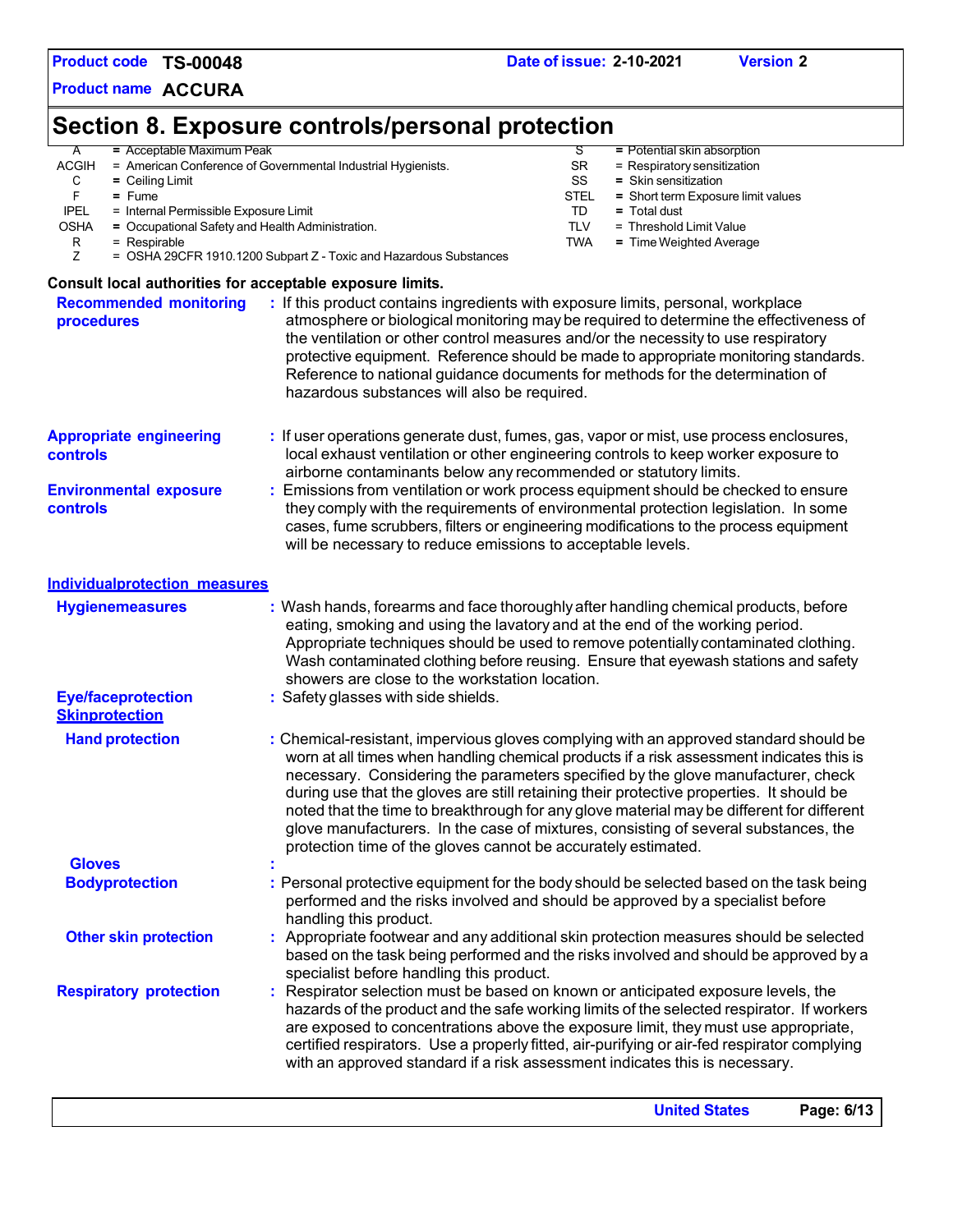## Section 8. Exposure controls/personal protection

| | | | | |
|---|---|---|---|---|
| A | = Acceptable Maximum Peak | | S | = Potential skin absorption |
| ACGIH | = American Conference of Governmental Industrial Hygienists. | | SR | = Respiratory sensitization |
| C | = Ceiling Limit | | SS | = Skin sensitization |
| F | = Fume | | STEL | = Short term Exposure limit values |
| IPEL | = Internal Permissible Exposure Limit | | TD | = Total dust |
| OSHA | = Occupational Safety and Health Administration. | | TLV | = Threshold Limit Value |
| R | = Respirable | | TWA | = Time Weighted Average |
| Z | = OSHA 29CFR 1910.1200 Subpart Z - Toxic and Hazardous Substances | | | |

**Consult local authorities for acceptable exposure limits.**

**Recommended monitoring procedures** : If this product contains ingredients with exposure limits, personal, workplace atmosphere or biological monitoring may be required to determine the effectiveness of the ventilation or other control measures and/or the necessity to use respiratory protective equipment. Reference should be made to appropriate monitoring standards. Reference to national guidance documents for methods for the determination of hazardous substances will also be required.

**Appropriate engineering controls** : If user operations generate dust, fumes, gas, vapor or mist, use process enclosures, local exhaust ventilation or other engineering controls to keep worker exposure to airborne contaminants below any recommended or statutory limits.

**Environmental exposure controls** : Emissions from ventilation or work process equipment should be checked to ensure they comply with the requirements of environmental protection legislation. In some cases, fume scrubbers, filters or engineering modifications to the process equipment will be necessary to reduce emissions to acceptable levels.

### Individualprotection measures

**Hygienemeasures** : Wash hands, forearms and face thoroughly after handling chemical products, before eating, smoking and using the lavatory and at the end of the working period. Appropriate techniques should be used to remove potentially contaminated clothing. Wash contaminated clothing before reusing. Ensure that eyewash stations and safety showers are close to the workstation location.

**Eye/faceprotection** : Safety glasses with side shields.

**Skinprotection**

**Hand protection** : Chemical-resistant, impervious gloves complying with an approved standard should be worn at all times when handling chemical products if a risk assessment indicates this is necessary. Considering the parameters specified by the glove manufacturer, check during use that the gloves are still retaining their protective properties. It should be noted that the time to breakthrough for any glove material may be different for different glove manufacturers. In the case of mixtures, consisting of several substances, the protection time of the gloves cannot be accurately estimated.

**Gloves** :

**Bodyprotection** : Personal protective equipment for the body should be selected based on the task being performed and the risks involved and should be approved by a specialist before handling this product.

**Other skin protection** : Appropriate footwear and any additional skin protection measures should be selected based on the task being performed and the risks involved and should be approved by a specialist before handling this product.

**Respiratory protection** : Respirator selection must be based on known or anticipated exposure levels, the hazards of the product and the safe working limits of the selected respirator. If workers are exposed to concentrations above the exposure limit, they must use appropriate, certified respirators. Use a properly fitted, air-purifying or air-fed respirator complying with an approved standard if a risk assessment indicates this is necessary.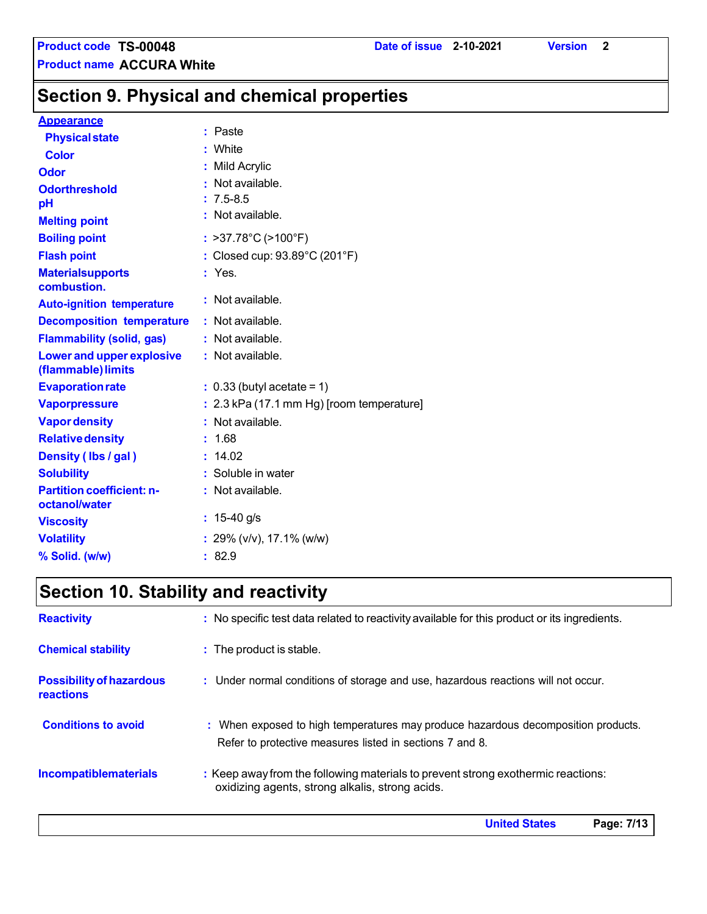**Product code** TS-00048 **Date of issue** 2-10-2021 **Version** 2

**Product name** ACCURA White

## Section 9. Physical and chemical properties

| | |
|---|---|
| **Appearance** | |
| **Physical state** | : Paste |
| **Color** | : White |
| **Odor** | : Mild Acrylic |
| **Odorthreshold** | : Not available. |
| **pH** | : 7.5-8.5 |
| **Melting point** | : Not available. |
| **Boiling point** | : >37.78°C (>100°F) |
| **Flash point** | : Closed cup: 93.89°C (201°F) |
| **Materialsupports combustion.** | : Yes. |
| **Auto-ignition temperature** | : Not available. |
| **Decomposition temperature** | : Not available. |
| **Flammability (solid, gas)** | : Not available. |
| **Lower and upper explosive (flammable) limits** | : Not available. |
| **Evaporation rate** | : 0.33 (butyl acetate = 1) |
| **Vaporpressure** | : 2.3 kPa (17.1 mm Hg) [room temperature] |
| **Vapor density** | : Not available. |
| **Relative density** | : 1.68 |
| **Density ( lbs / gal )** | : 14.02 |
| **Solubility** | : Soluble in water |
| **Partition coefficient: n-octanol/water** | : Not available. |
| **Viscosity** | : 15-40 g/s |
| **Volatility** | : 29% (v/v), 17.1% (w/w) |
| **% Solid. (w/w)** | : 82.9 |

## Section 10. Stability and reactivity

| | |
|---|---|
| **Reactivity** | : No specific test data related to reactivity available for this product or its ingredients. |
| **Chemical stability** | : The product is stable. |
| **Possibility of hazardous reactions** | : Under normal conditions of storage and use, hazardous reactions will not occur. |
| **Conditions to avoid** | : When exposed to high temperatures may produce hazardous decomposition products. Refer to protective measures listed in sections 7 and 8. |
| **Incompatiblematerials** | : Keep away from the following materials to prevent strong exothermic reactions: oxidizing agents, strong alkalis, strong acids. |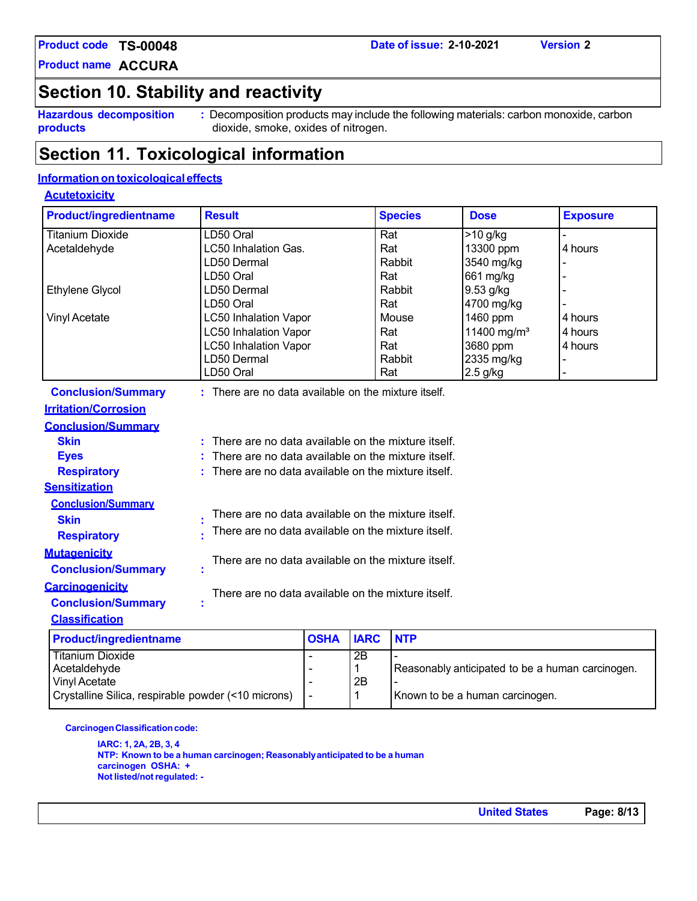Product code **TS-00048** | Date of issue: **2-10-2021** | Version **2**

Product name **ACCURA**

## Section 10. Stability and reactivity

**Hazardous decomposition products** : Decomposition products may include the following materials: carbon monoxide, carbon dioxide, smoke, oxides of nitrogen.

## Section 11. Toxicological information

### Information on toxicological effects

#### Acutetoxicity

| Product/ingredientname | Result | Species | Dose | Exposure |
|---|---|---|---|---|
| Titanium Dioxide | LD50 Oral | Rat | >10 g/kg | - |
| Acetaldehyde | LC50 Inhalation Gas. | Rat | 13300 ppm | 4 hours |
| | LD50 Dermal | Rabbit | 3540 mg/kg | - |
| | LD50 Oral | Rat | 661 mg/kg | - |
| Ethylene Glycol | LD50 Dermal | Rabbit | 9.53 g/kg | - |
| | LD50 Oral | Rat | 4700 mg/kg | - |
| Vinyl Acetate | LC50 Inhalation Vapor | Mouse | 1460 ppm | 4 hours |
| | LC50 Inhalation Vapor | Rat | 11400 mg/m³ | 4 hours |
| | LC50 Inhalation Vapor | Rat | 3680 ppm | 4 hours |
| | LD50 Dermal | Rabbit | 2335 mg/kg | - |
| | LD50 Oral | Rat | 2.5 g/kg | - |

**Conclusion/Summary** : There are no data available on the mixture itself.

#### Irritation/Corrosion

**Conclusion/Summary**

**Skin** : There are no data available on the mixture itself.

**Eyes** : There are no data available on the mixture itself.

**Respiratory** : There are no data available on the mixture itself.

#### Sensitization

**Conclusion/Summary**

**Skin** : There are no data available on the mixture itself.

**Respiratory** : There are no data available on the mixture itself.

#### Mutagenicity

**Conclusion/Summary** : There are no data available on the mixture itself.

#### Carcinogenicity

**Conclusion/Summary** : There are no data available on the mixture itself.

**Classification**

| Product/ingredientname | OSHA | IARC | NTP |
|---|---|---|---|
| Titanium Dioxide | - | 2B | - |
| Acetaldehyde | - | 1 | Reasonably anticipated to be a human carcinogen. |
| Vinyl Acetate | - | 2B | - |
| Crystalline Silica, respirable powder (<10 microns) | - | 1 | Known to be a human carcinogen. |

**Carcinogen Classification code:**

**IARC: 1, 2A, 2B, 3, 4**
**NTP: Known to be a human carcinogen; Reasonably anticipated to be a human carcinogen OSHA: +**
**Not listed/not regulated: -**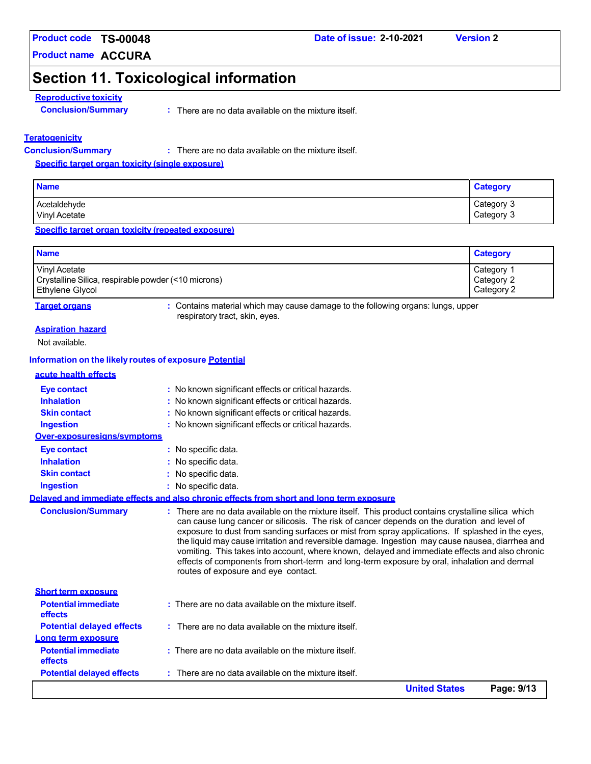## Section 11. Toxicological information

**Reproductive toxicity**

**Conclusion/Summary** : There are no data available on the mixture itself.

**Teratogenicity**

**Conclusion/Summary** : There are no data available on the mixture itself.

**Specific target organ toxicity (single exposure)**

| Name | Category |
|---|---|
| Acetaldehyde | Category 3 |
| Vinyl Acetate | Category 3 |

**Specific target organ toxicity (repeated exposure)**

| Name | Category |
|---|---|
| Vinyl Acetate | Category 1 |
| Crystalline Silica, respirable powder (<10 microns) | Category 2 |
| Ethylene Glycol | Category 2 |

**Target organs** : Contains material which may cause damage to the following organs: lungs, upper respiratory tract, skin, eyes.

**Aspiration hazard**

Not available.

**Information on the likely routes of exposure** **Potential acute health effects**

**Eye contact** : No known significant effects or critical hazards.
**Inhalation** : No known significant effects or critical hazards.
**Skin contact** : No known significant effects or critical hazards.
**Ingestion** : No known significant effects or critical hazards.

**Over-exposuresigns/symptoms**

**Eye contact** : No specific data.
**Inhalation** : No specific data.
**Skin contact** : No specific data.
**Ingestion** : No specific data.

**Delayed and immediate effects and also chronic effects from short and long term exposure**

**Conclusion/Summary** : There are no data available on the mixture itself. This product contains crystalline silica which can cause lung cancer or silicosis. The risk of cancer depends on the duration and level of exposure to dust from sanding surfaces or mist from spray applications. If splashed in the eyes, the liquid may cause irritation and reversible damage. Ingestion may cause nausea, diarrhea and vomiting. This takes into account, where known, delayed and immediate effects and also chronic effects of components from short-term and long-term exposure by oral, inhalation and dermal routes of exposure and eye contact.

**Short term exposure**

**Potential immediate effects** : There are no data available on the mixture itself.
**Potential delayed effects** : There are no data available on the mixture itself.

**Long term exposure**

**Potential immediate effects** : There are no data available on the mixture itself.
**Potential delayed effects** : There are no data available on the mixture itself.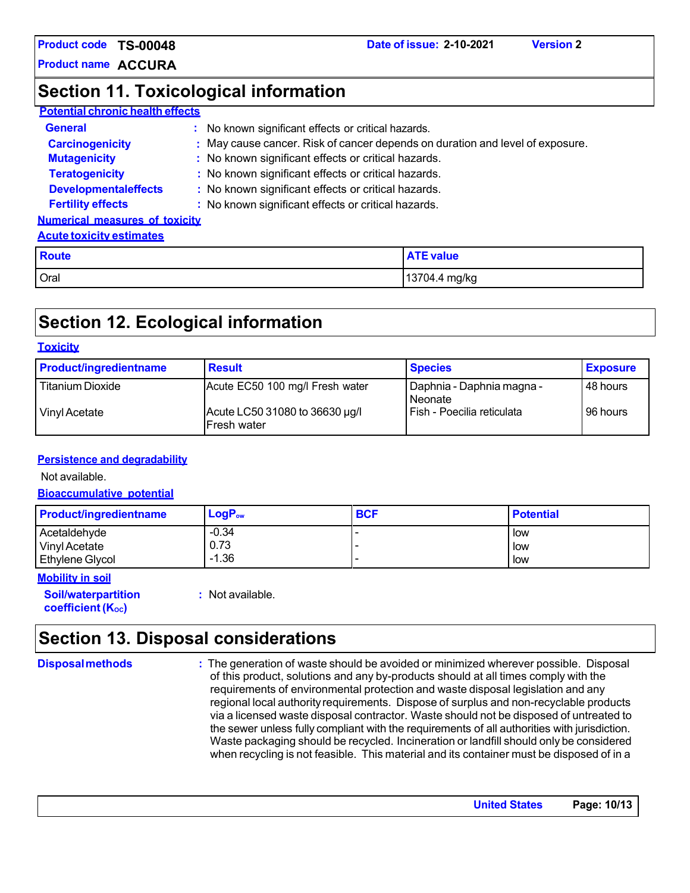## Section 11. Toxicological information

**Potential chronic health effects**

**General** : No known significant effects or critical hazards.

**Carcinogenicity** : May cause cancer. Risk of cancer depends on duration and level of exposure.

**Mutagenicity** : No known significant effects or critical hazards.

**Teratogenicity** : No known significant effects or critical hazards.

**Developmentaleffects** : No known significant effects or critical hazards.

**Fertility effects** : No known significant effects or critical hazards.

**Numerical measures of toxicity**

**Acute toxicity estimates**

| Route | ATE value |
|---|---|
| Oral | 13704.4 mg/kg |

## Section 12. Ecological information

**Toxicity**

| Product/ingredientname | Result | Species | Exposure |
|---|---|---|---|
| Titanium Dioxide | Acute EC50 100 mg/l Fresh water | Daphnia - Daphnia magna - Neonate | 48 hours |
| Vinyl Acetate | Acute LC50 31080 to 36630 µg/l Fresh water | Fish - Poecilia reticulata | 96 hours |

**Persistence and degradability**

Not available.

**Bioaccumulative potential**

| Product/ingredientname | $LogP_{ow}$ | BCF | Potential |
|---|---|---|---|
| Acetaldehyde | -0.34 | - | low |
| Vinyl Acetate | 0.73 | - | low |
| Ethylene Glycol | -1.36 | - | low |

**Mobility in soil**

**Soil/waterpartition coefficient ($K_{oc}$)** : Not available.

## Section 13. Disposal considerations

**Disposalmethods** : The generation of waste should be avoided or minimized wherever possible. Disposal of this product, solutions and any by-products should at all times comply with the requirements of environmental protection and waste disposal legislation and any regional local authority requirements. Dispose of surplus and non-recyclable products via a licensed waste disposal contractor. Waste should not be disposed of untreated to the sewer unless fully compliant with the requirements of all authorities with jurisdiction. Waste packaging should be recycled. Incineration or landfill should only be considered when recycling is not feasible. This material and its container must be disposed of in a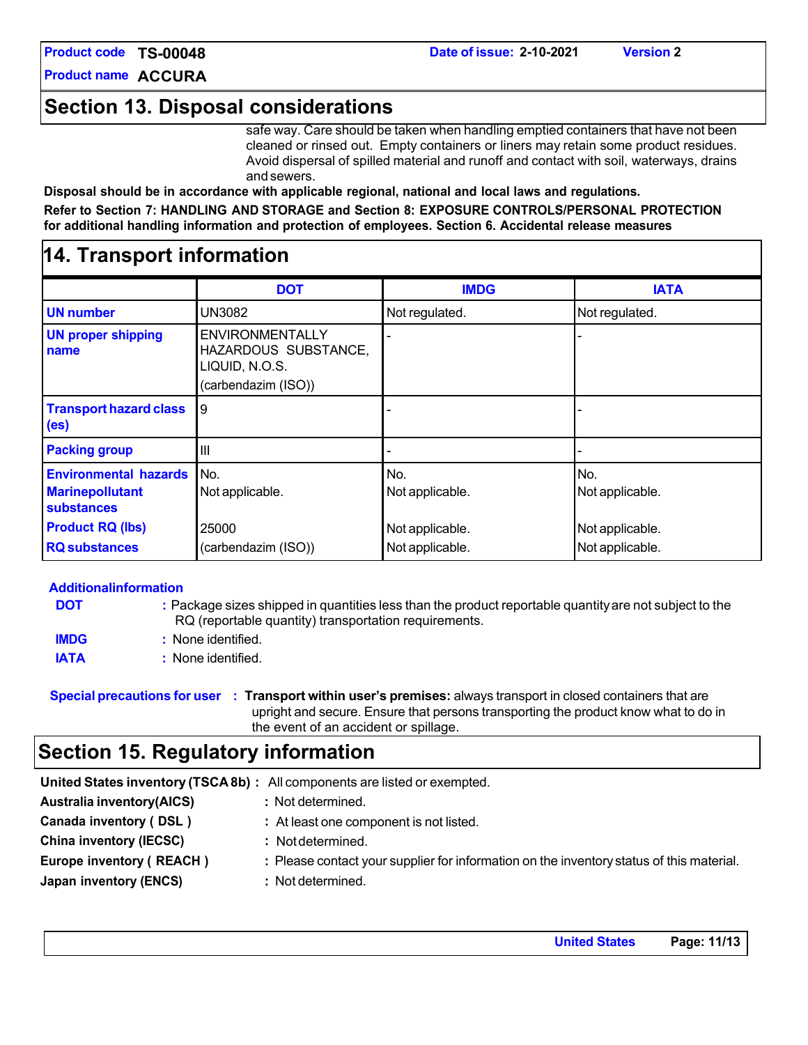## Section 13. Disposal considerations

safe way. Care should be taken when handling emptied containers that have not been cleaned or rinsed out. Empty containers or liners may retain some product residues. Avoid dispersal of spilled material and runoff and contact with soil, waterways, drains and sewers.

**Disposal should be in accordance with applicable regional, national and local laws and regulations.**

**Refer to Section 7: HANDLING AND STORAGE and Section 8: EXPOSURE CONTROLS/PERSONAL PROTECTION for additional handling information and protection of employees. Section 6. Accidental release measures**

## 14. Transport information

| | DOT | IMDG | IATA |
|---|---|---|---|
| UN number | UN3082 | Not regulated. | Not regulated. |
| UN proper shipping name | ENVIRONMENTALLY HAZARDOUS SUBSTANCE, LIQUID, N.O.S. (carbendazim (ISO)) | - | - |
| Transport hazard class (es) | 9 | - | - |
| Packing group | III | - | - |
| Environmental hazards | No. | No. | No. |
| Marinepollutant substances | Not applicable. | Not applicable. | Not applicable. |
| Product RQ (lbs) | 25000 | Not applicable. | Not applicable. |
| RQ substances | (carbendazim (ISO)) | Not applicable. | Not applicable. |

**Additionalinformation**

**DOT** : Package sizes shipped in quantities less than the product reportable quantity are not subject to the RQ (reportable quantity) transportation requirements.

**IMDG** : None identified.

**IATA** : None identified.

**Special precautions for user** : **Transport within user's premises:** always transport in closed containers that are upright and secure. Ensure that persons transporting the product know what to do in the event of an accident or spillage.

## Section 15. Regulatory information

**United States inventory (TSCA 8b) :** All components are listed or exempted.

**Australia inventory(AICS)** : Not determined.

**Canada inventory ( DSL )** : At least one component is not listed.

**China inventory (IECSC)** : Not determined.

**Europe inventory ( REACH )** : Please contact your supplier for information on the inventory status of this material.

**Japan inventory (ENCS)** : Not determined.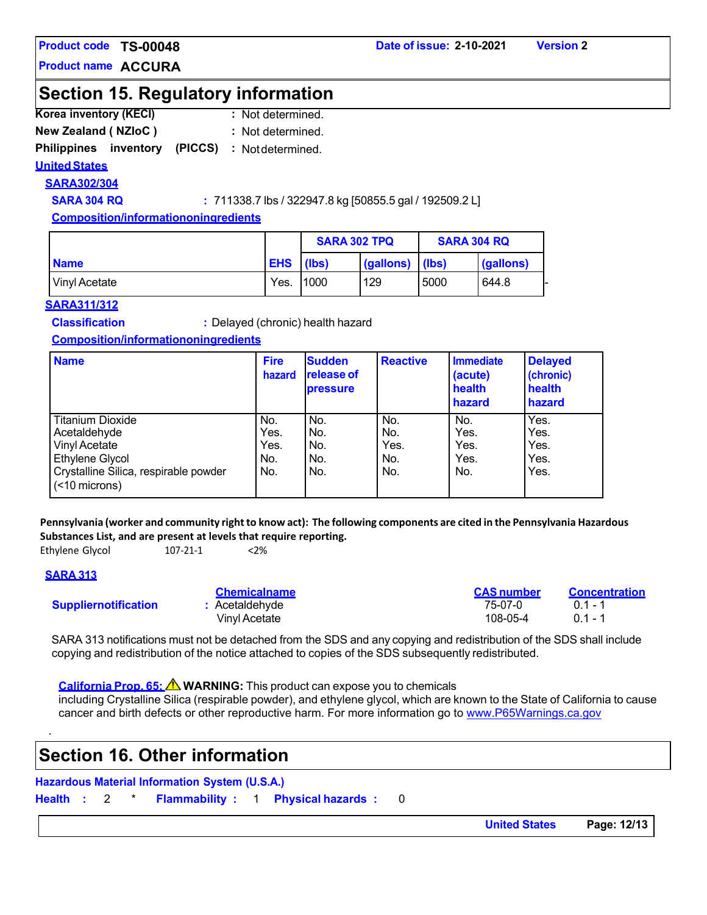## Section 15. Regulatory information

**Korea inventory (KECI)** : Not determined.

**New Zealand ( NZIoC )** : Not determined.

**Philippines inventory (PICCS)** : Not determined.

**United States**

**SARA302/304**

**SARA 304 RQ** : 711338.7 lbs / 322947.8 kg [50855.5 gal / 192509.2 L]

**Composition/informationoningredients**

| Name | EHS | SARA 302 TPQ | | SARA 304 RQ | |
|---|---|---|---|---|---|
| | | (lbs) | (gallons) | (lbs) | (gallons) |
| Vinyl Acetate | Yes. | 1000 | 129 | 5000 | 644.8 |

**SARA311/312**

**Classification** : Delayed (chronic) health hazard

**Composition/informationoningredients**

| Name | Fire hazard | Sudden release of pressure | Reactive | Immediate (acute) health hazard | Delayed (chronic) health hazard |
|---|---|---|---|---|---|
| Titanium Dioxide | No. | No. | No. | No. | Yes. |
| Acetaldehyde | Yes. | No. | No. | Yes. | Yes. |
| Vinyl Acetate | Yes. | No. | Yes. | Yes. | Yes. |
| Ethylene Glycol | No. | No. | No. | Yes. | Yes. |
| Crystalline Silica, respirable powder (<10 microns) | No. | No. | No. | No. | Yes. |

**Pennsylvania (worker and community right to know act): The following components are cited in the Pennsylvania Hazardous Substances List, and are present at levels that require reporting.**

Ethylene Glycol 107-21-1 <2%

**SARA 313**

| | Chemicalname | CAS number | Concentration |
|---|---|---|---|
| **Suppliernotification** : | Acetaldehyde | 75-07-0 | 0.1 - 1 |
| | Vinyl Acetate | 108-05-4 | 0.1 - 1 |

SARA 313 notifications must not be detached from the SDS and any copying and redistribution of the SDS shall include copying and redistribution of the notice attached to copies of the SDS subsequently redistributed.

**California Prop. 65:** ⚠ **WARNING:** This product can expose you to chemicals including Crystalline Silica (respirable powder), and ethylene glycol, which are known to the State of California to cause cancer and birth defects or other reproductive harm. For more information go to www.P65Warnings.ca.gov

## Section 16. Other information

**Hazardous Material Information System (U.S.A.)**

**Health** : 2 * **Flammability** : 1 **Physical hazards** : 0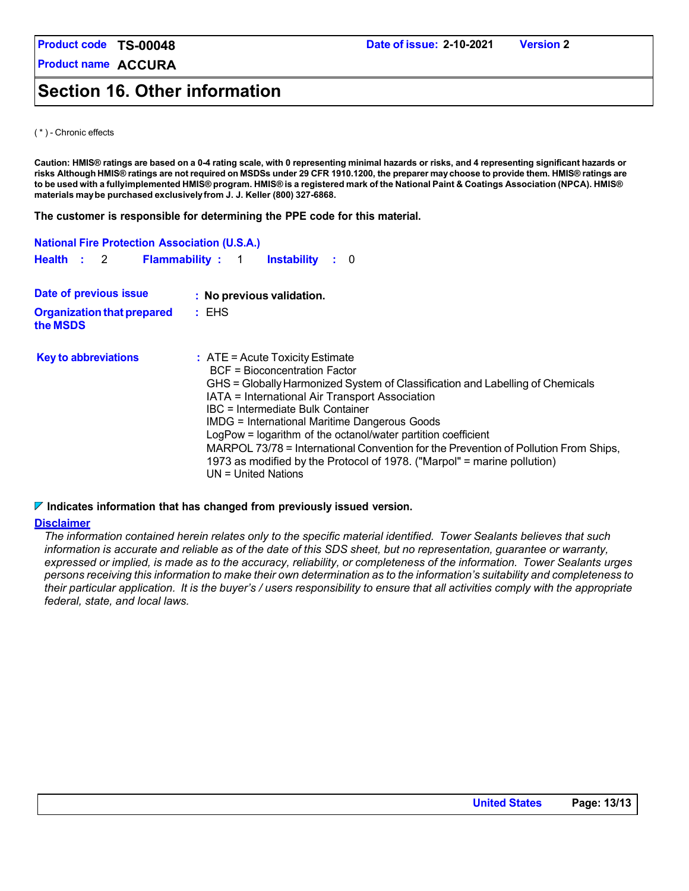## Section 16. Other information

( * ) - Chronic effects

**Caution: HMIS® ratings are based on a 0-4 rating scale, with 0 representing minimal hazards or risks, and 4 representing significant hazards or risks Although HMIS® ratings are not required on MSDSs under 29 CFR 1910.1200, the preparer may choose to provide them. HMIS® ratings are to be used with a fullyimplemented HMIS® program. HMIS® is a registered mark of the National Paint & Coatings Association (NPCA). HMIS® materials maybe purchased exclusively from J. J. Keller (800) 327-6868.**

**The customer is responsible for determining the PPE code for this material.**

**National Fire Protection Association (U.S.A.)**

**Health** : 2 **Flammability** : 1 **Instability** : 0

**Date of previous issue** : **No previous validation.**

**Organization that prepared the MSDS** : EHS

**Key to abbreviations** : ATE = Acute Toxicity Estimate
BCF = Bioconcentration Factor
GHS = Globally Harmonized System of Classification and Labelling of Chemicals
IATA = International Air Transport Association
IBC = Intermediate Bulk Container
IMDG = International Maritime Dangerous Goods
LogPow = logarithm of the octanol/water partition coefficient
MARPOL 73/78 = International Convention for the Prevention of Pollution From Ships, 1973 as modified by the Protocol of 1978. ("Marpol" = marine pollution)
UN = United Nations

**Indicates information that has changed from previously issued version.**

**Disclaimer**

*The information contained herein relates only to the specific material identified. Tower Sealants believes that such information is accurate and reliable as of the date of this SDS sheet, but no representation, guarantee or warranty, expressed or implied, is made as to the accuracy, reliability, or completeness of the information. Tower Sealants urges persons receiving this information to make their own determination as to the information's suitability and completeness to their particular application. It is the buyer's / users responsibility to ensure that all activities comply with the appropriate federal, state, and local laws.*